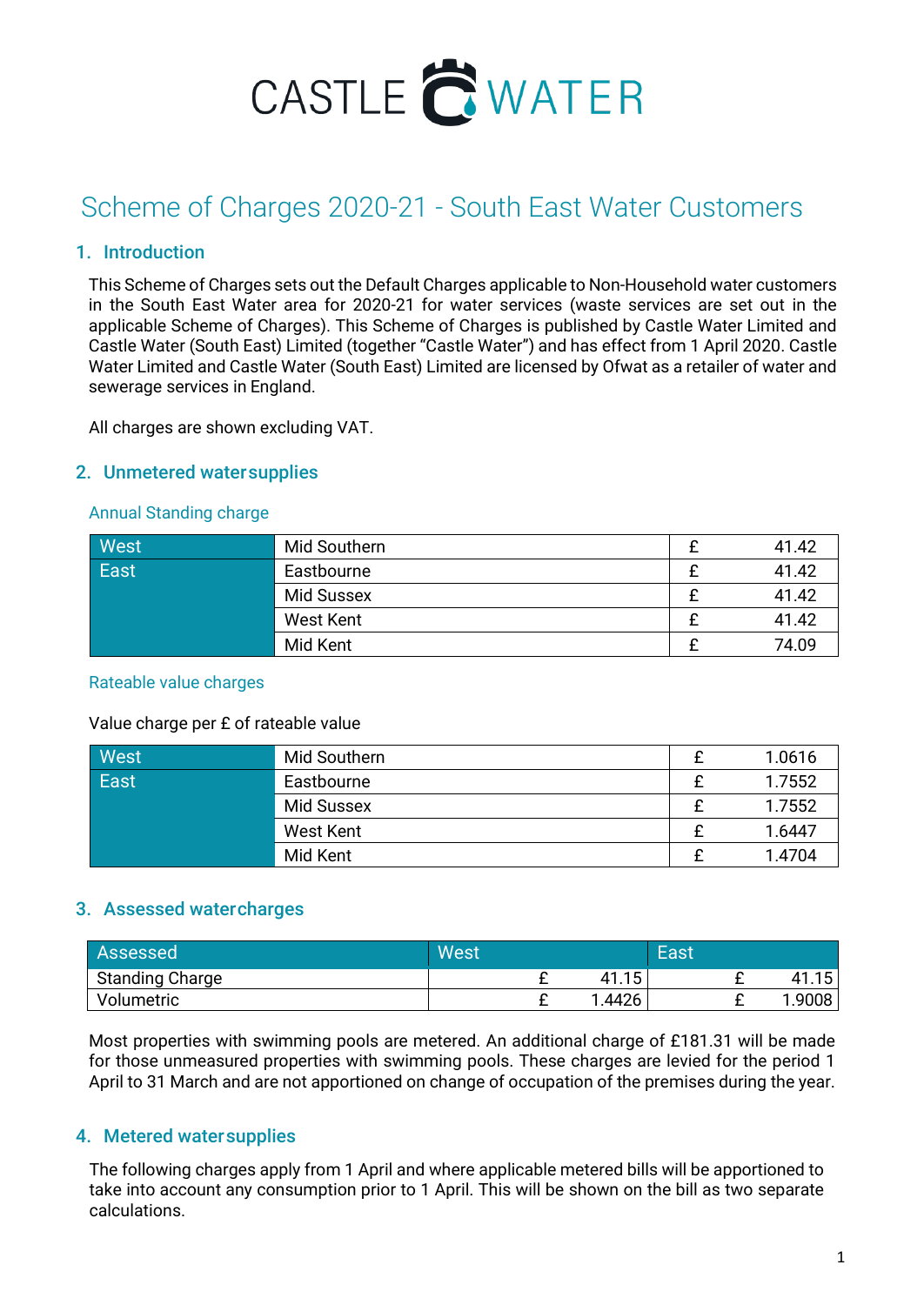# CASTLE WATER

## Scheme of Charges 2020-21 - South East Water Customers

### 1. Introduction

This Scheme of Charges sets out the Default Charges applicable to Non-Household water customers in the South East Water area for 2020-21 for water services (waste services are set out in the applicable Scheme of Charges). This Scheme of Charges is published by Castle Water Limited and Castle Water (South East) Limited (together "Castle Water") and has effect from 1 April 2020. Castle Water Limited and Castle Water (South East) Limited are licensed by Ofwat as a retailer of water and sewerage services in England.

All charges are shown excluding VAT.

### 2. Unmetered water supplies

#### Annual Standing charge

| | | | |
|---|---|---|---|
| West | Mid Southern | £ | 41.42 |
| East | Eastbourne | £ | 41.42 |
| | Mid Sussex | £ | 41.42 |
| | West Kent | £ | 41.42 |
| | Mid Kent | £ | 74.09 |

#### Rateable value charges

Value charge per £ of rateable value

| | | | |
|---|---|---|---|
| West | Mid Southern | £ | 1.0616 |
| East | Eastbourne | £ | 1.7552 |
| | Mid Sussex | £ | 1.7552 |
| | West Kent | £ | 1.6447 |
| | Mid Kent | £ | 1.4704 |

### 3. Assessed water charges

| Assessed | West | | East | |
|---|---|---|---|---|
| Standing Charge | £ | 41.15 | £ | 41.15 |
| Volumetric | £ | 1.4426 | £ | 1.9008 |

Most properties with swimming pools are metered. An additional charge of £181.31 will be made for those unmeasured properties with swimming pools. These charges are levied for the period 1 April to 31 March and are not apportioned on change of occupation of the premises during the year.

### 4. Metered water supplies

The following charges apply from 1 April and where applicable metered bills will be apportioned to take into account any consumption prior to 1 April. This will be shown on the bill as two separate calculations.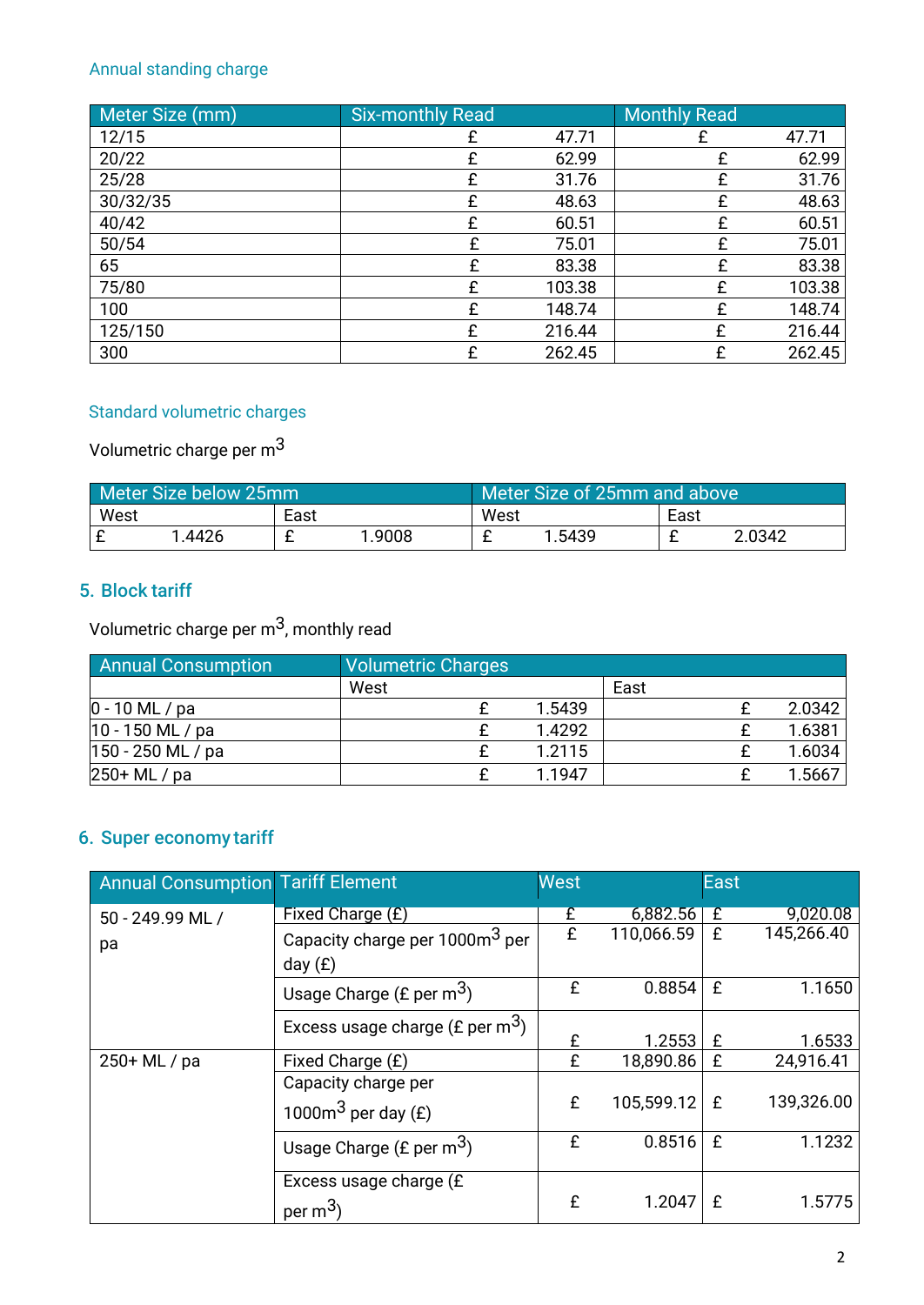### Annual standing charge

| Meter Size (mm) | Six-monthly Read | Monthly Read |
|---|---|---|
| 12/15 | £ 47.71 | £ 47.71 |
| 20/22 | £ 62.99 | £ 62.99 |
| 25/28 | £ 31.76 | £ 31.76 |
| 30/32/35 | £ 48.63 | £ 48.63 |
| 40/42 | £ 60.51 | £ 60.51 |
| 50/54 | £ 75.01 | £ 75.01 |
| 65 | £ 83.38 | £ 83.38 |
| 75/80 | £ 103.38 | £ 103.38 |
| 100 | £ 148.74 | £ 148.74 |
| 125/150 | £ 216.44 | £ 216.44 |
| 300 | £ 262.45 | £ 262.45 |

### Standard volumetric charges

Volumetric charge per $m^3$

| Meter Size below 25mm | | Meter Size of 25mm and above | |
|---|---|---|---|
| West | East | West | East |
| £ 1.4426 | £ 1.9008 | £ 1.5439 | £ 2.0342 |

## 5. Block tariff

Volumetric charge per $m^3$, monthly read

| Annual Consumption | Volumetric Charges | |
|---|---|---|
| | West | East |
| 0 - 10 ML / pa | £ 1.5439 | £ 2.0342 |
| 10 - 150 ML / pa | £ 1.4292 | £ 1.6381 |
| 150 - 250 ML / pa | £ 1.2115 | £ 1.6034 |
| 250+ ML / pa | £ 1.1947 | £ 1.5667 |

## 6. Super economy tariff

| Annual Consumption | Tariff Element | West | East |
|---|---|---|---|
| 50 - 249.99 ML / pa | Fixed Charge (£) | £ 6,882.56 | £ 9,020.08 |
| | Capacity charge per 1000$m^3$ per day (£) | £ 110,066.59 | £ 145,266.40 |
| | Usage Charge (£ per $m^3$) | £ 0.8854 | £ 1.1650 |
| | Excess usage charge (£ per $m^3$) | £ 1.2553 | £ 1.6533 |
| 250+ ML / pa | Fixed Charge (£) | £ 18,890.86 | £ 24,916.41 |
| | Capacity charge per 1000$m^3$ per day (£) | £ 105,599.12 | £ 139,326.00 |
| | Usage Charge (£ per $m^3$) | £ 0.8516 | £ 1.1232 |
| | Excess usage charge (£ per $m^3$) | £ 1.2047 | £ 1.5775 |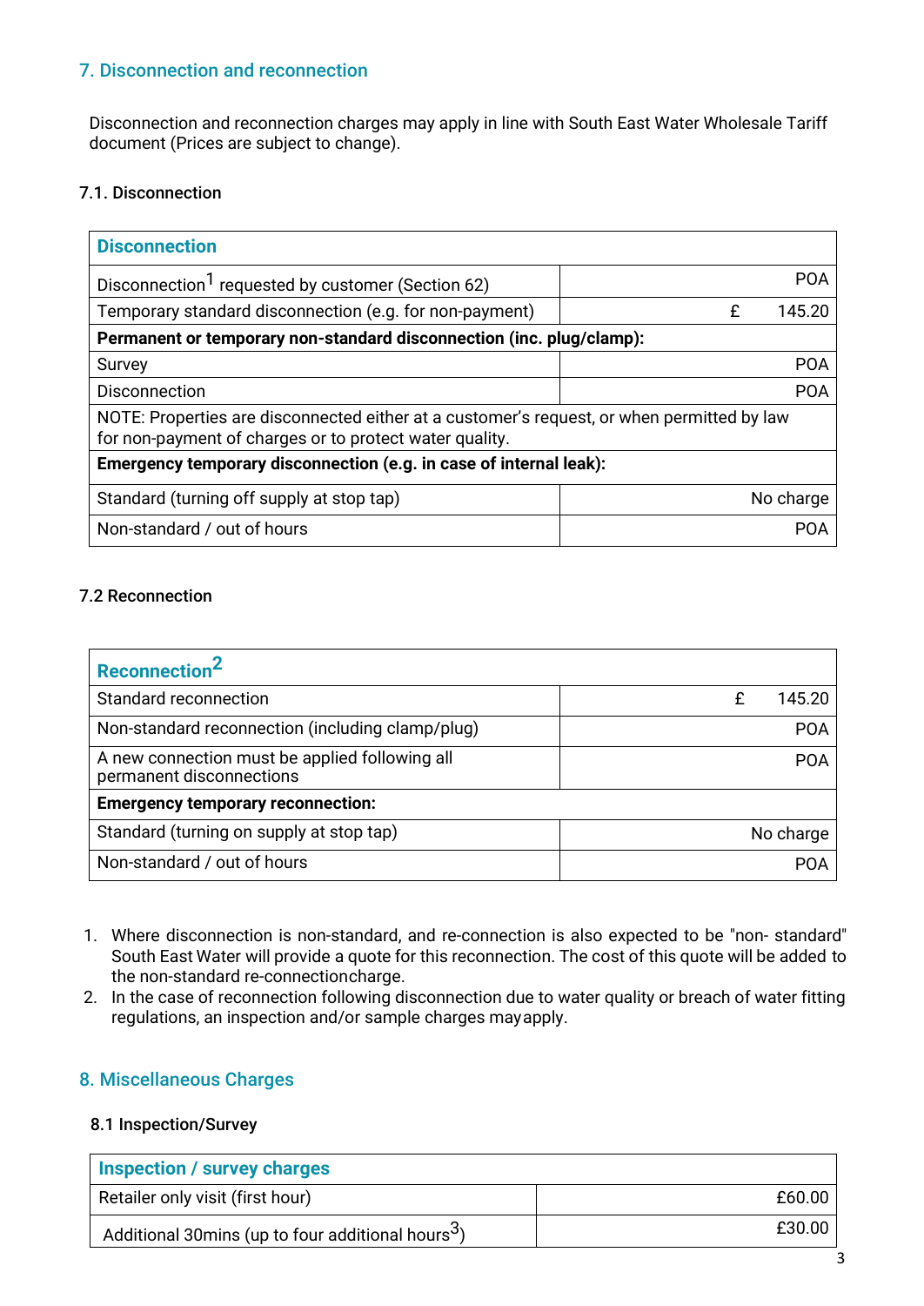## 7. Disconnection and reconnection

Disconnection and reconnection charges may apply in line with South East Water Wholesale Tariff document (Prices are subject to change).

### 7.1. Disconnection

| Disconnection | |
|---|---|
| Disconnection[1] requested by customer (Section 62) | POA |
| Temporary standard disconnection (e.g. for non-payment) | £ 145.20 |
| **Permanent or temporary non-standard disconnection (inc. plug/clamp):** | |
| Survey | POA |
| Disconnection | POA |
| NOTE: Properties are disconnected either at a customer's request, or when permitted by law for non-payment of charges or to protect water quality. | |
| **Emergency temporary disconnection (e.g. in case of internal leak):** | |
| Standard (turning off supply at stop tap) | No charge |
| Non-standard / out of hours | POA |

### 7.2 Reconnection

| Reconnection[2] | |
|---|---|
| Standard reconnection | £ 145.20 |
| Non-standard reconnection (including clamp/plug) | POA |
| A new connection must be applied following all permanent disconnections | POA |
| **Emergency temporary reconnection:** | |
| Standard (turning on supply at stop tap) | No charge |
| Non-standard / out of hours | POA |

1. Where disconnection is non-standard, and re-connection is also expected to be "non- standard" South East Water will provide a quote for this reconnection. The cost of this quote will be added to the non-standard re-connectioncharge.
2. In the case of reconnection following disconnection due to water quality or breach of water fitting regulations, an inspection and/or sample charges mayapply.

## 8. Miscellaneous Charges

### 8.1 Inspection/Survey

| Inspection / survey charges | |
|---|---|
| Retailer only visit (first hour) | £60.00 |
| Additional 30mins (up to four additional hours[3]) | £30.00 |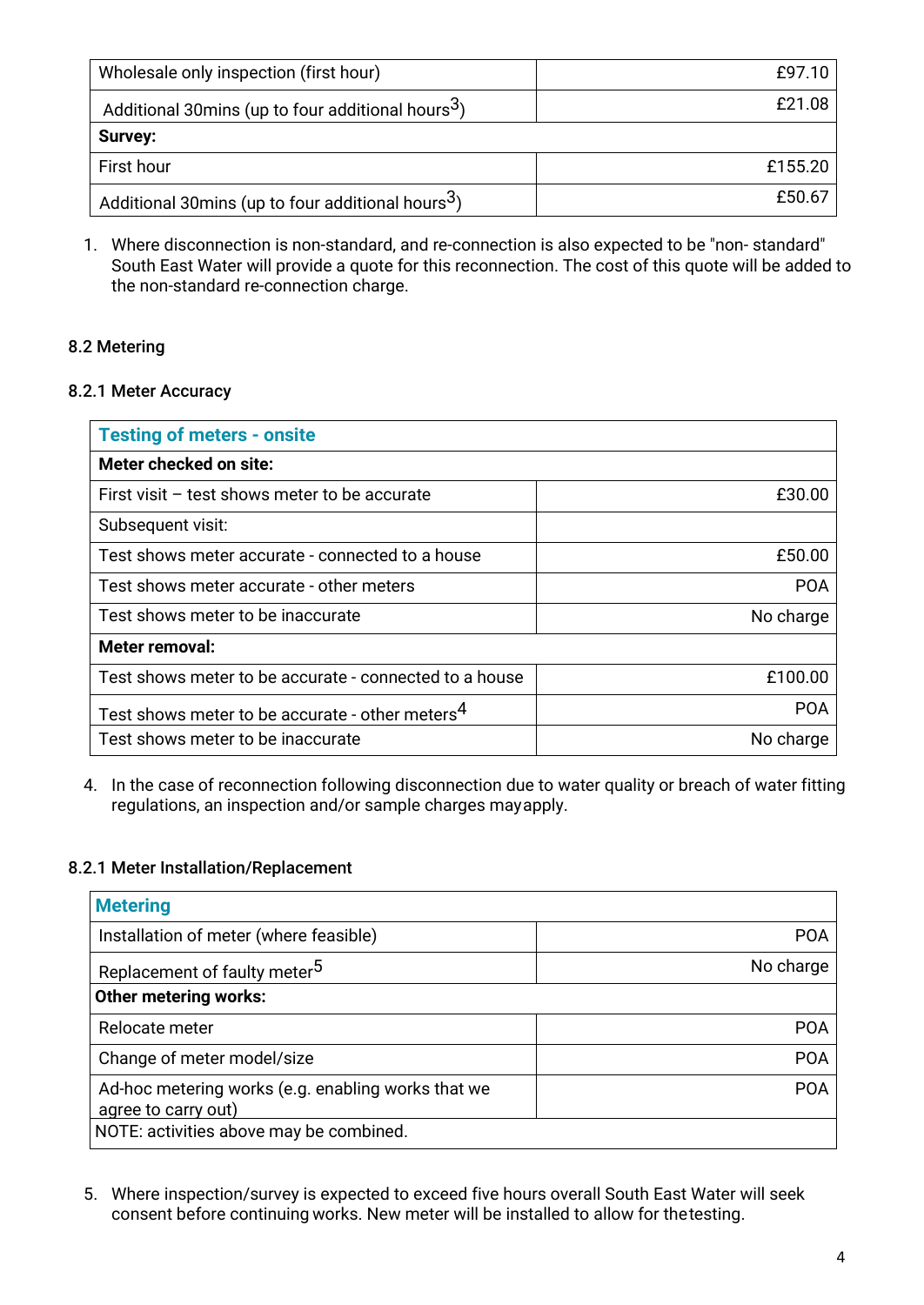| Wholesale only inspection (first hour) | £97.10 |
| --- | --- |
| Additional 30mins (up to four additional hours[3]) | £21.08 |
| **Survey:** | |
| First hour | £155.20 |
| Additional 30mins (up to four additional hours[3]) | £50.67 |

1. Where disconnection is non-standard, and re-connection is also expected to be "non- standard" South East Water will provide a quote for this reconnection. The cost of this quote will be added to the non-standard re-connection charge.

### 8.2 Metering

#### 8.2.1 Meter Accuracy

| **Testing of meters - onsite** | |
| --- | --- |
| **Meter checked on site:** | |
| First visit – test shows meter to be accurate | £30.00 |
| Subsequent visit: | |
| Test shows meter accurate - connected to a house | £50.00 |
| Test shows meter accurate - other meters | POA |
| Test shows meter to be inaccurate | No charge |
| **Meter removal:** | |
| Test shows meter to be accurate - connected to a house | £100.00 |
| Test shows meter to be accurate - other meters[4] | POA |
| Test shows meter to be inaccurate | No charge |

4. In the case of reconnection following disconnection due to water quality or breach of water fitting regulations, an inspection and/or sample charges mayapply.

#### 8.2.1 Meter Installation/Replacement

| **Metering** | |
| --- | --- |
| Installation of meter (where feasible) | POA |
| Replacement of faulty meter[5] | No charge |
| **Other metering works:** | |
| Relocate meter | POA |
| Change of meter model/size | POA |
| Ad-hoc metering works (e.g. enabling works that we agree to carry out) | POA |
| NOTE: activities above may be combined. | |

5. Where inspection/survey is expected to exceed five hours overall South East Water will seek consent before continuing works. New meter will be installed to allow for thetesting.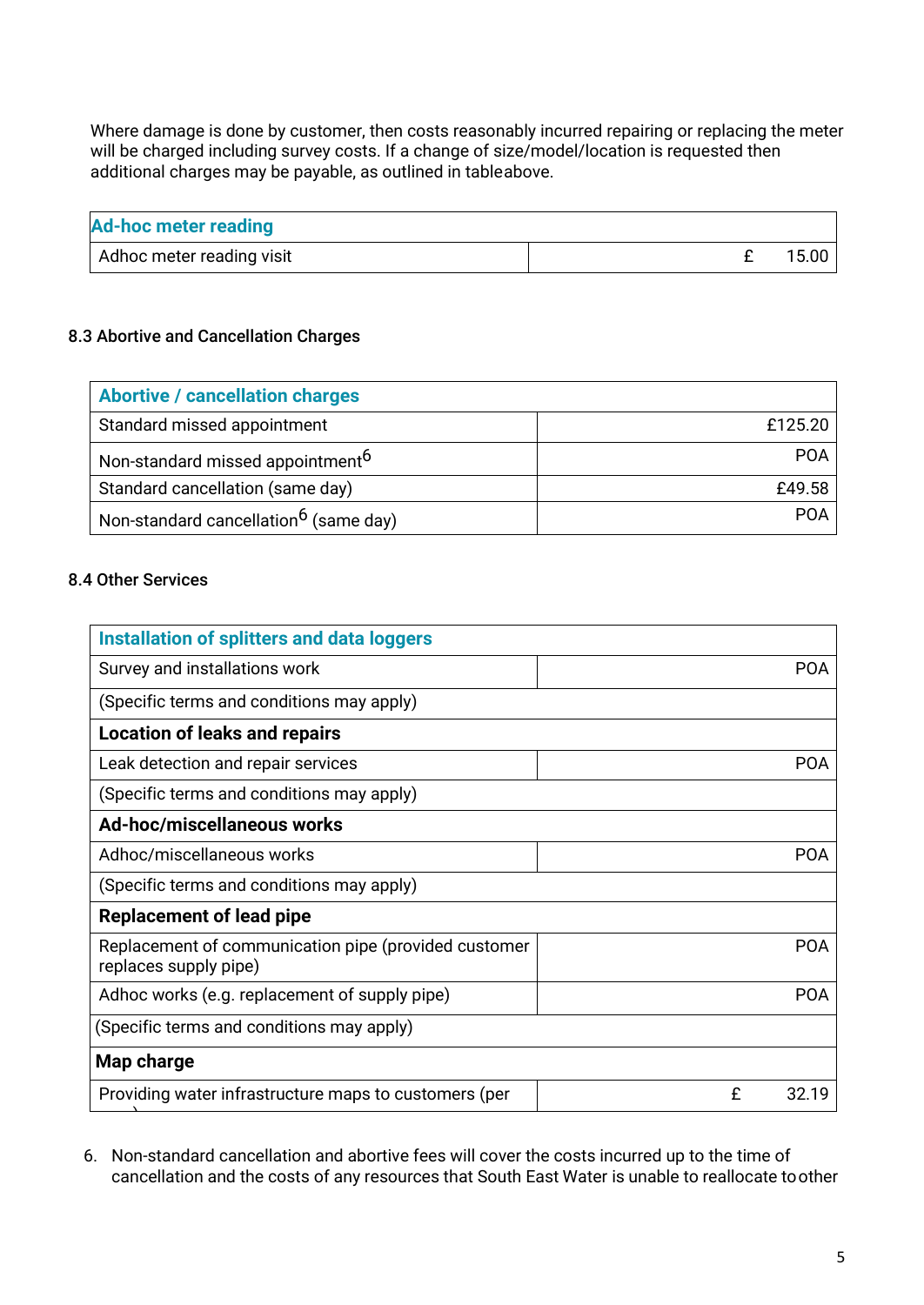Where damage is done by customer, then costs reasonably incurred repairing or replacing the meter will be charged including survey costs. If a change of size/model/location is requested then additional charges may be payable, as outlined in tableabove.

| Ad-hoc meter reading | |
|---|---|
| Adhoc meter reading visit | £ 15.00 |

### 8.3 Abortive and Cancellation Charges

| Abortive / cancellation charges | |
|---|---|
| Standard missed appointment | £125.20 |
| Non-standard missed appointment[6] | POA |
| Standard cancellation (same day) | £49.58 |
| Non-standard cancellation[6] (same day) | POA |

### 8.4 Other Services

| Installation of splitters and data loggers | |
|---|---|
| Survey and installations work | POA |
| (Specific terms and conditions may apply) | |
| **Location of leaks and repairs** | |
| Leak detection and repair services | POA |
| (Specific terms and conditions may apply) | |
| **Ad-hoc/miscellaneous works** | |
| Adhoc/miscellaneous works | POA |
| (Specific terms and conditions may apply) | |
| **Replacement of lead pipe** | |
| Replacement of communication pipe (provided customer replaces supply pipe) | POA |
| Adhoc works (e.g. replacement of supply pipe) | POA |
| (Specific terms and conditions may apply) | |
| **Map charge** | |
| Providing water infrastructure maps to customers (per | £ 32.19 |

6. Non-standard cancellation and abortive fees will cover the costs incurred up to the time of cancellation and the costs of any resources that South East Water is unable to reallocate toother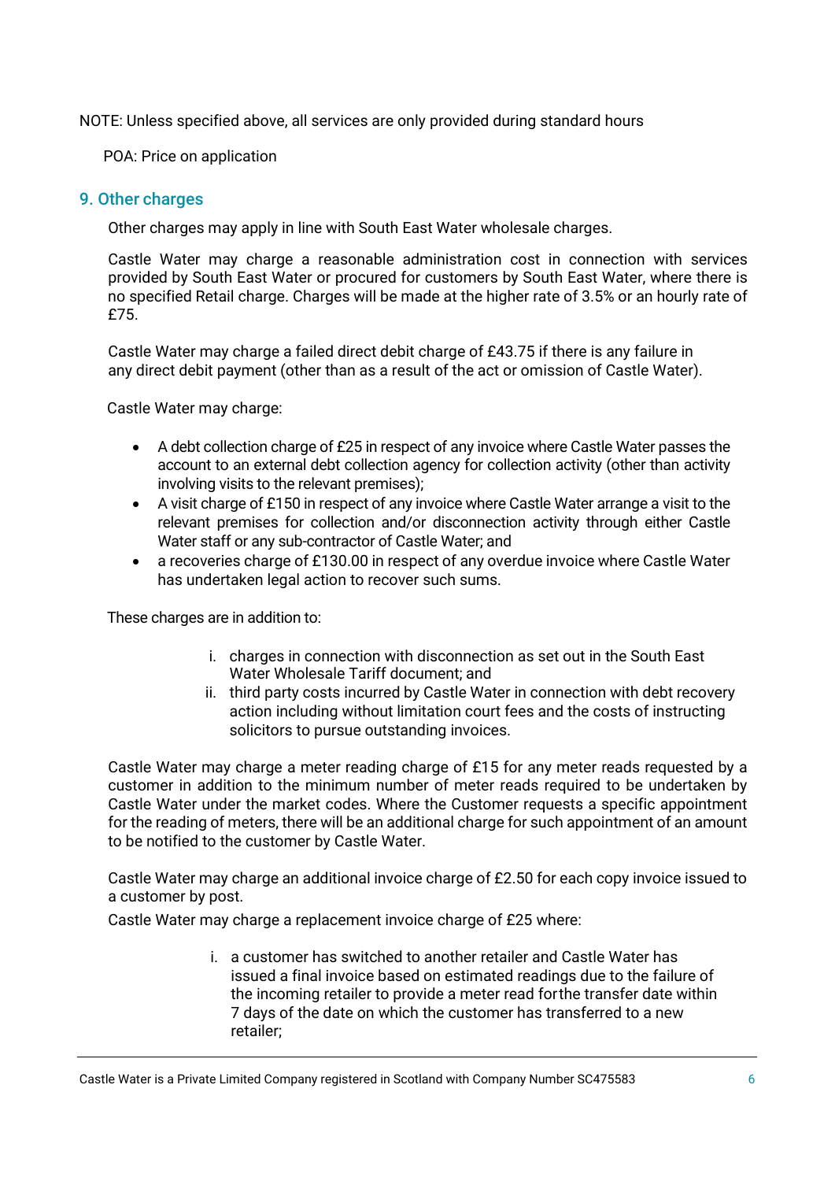NOTE: Unless specified above, all services are only provided during standard hours

POA: Price on application

## 9. Other charges

Other charges may apply in line with South East Water wholesale charges.

Castle Water may charge a reasonable administration cost in connection with services provided by South East Water or procured for customers by South East Water, where there is no specified Retail charge. Charges will be made at the higher rate of 3.5% or an hourly rate of £75.

Castle Water may charge a failed direct debit charge of £43.75 if there is any failure in any direct debit payment (other than as a result of the act or omission of Castle Water).

Castle Water may charge:

- A debt collection charge of £25 in respect of any invoice where Castle Water passes the account to an external debt collection agency for collection activity (other than activity involving visits to the relevant premises);
- A visit charge of £150 in respect of any invoice where Castle Water arrange a visit to the relevant premises for collection and/or disconnection activity through either Castle Water staff or any sub-contractor of Castle Water; and
- a recoveries charge of £130.00 in respect of any overdue invoice where Castle Water has undertaken legal action to recover such sums.

These charges are in addition to:

i. charges in connection with disconnection as set out in the South East Water Wholesale Tariff document; and
ii. third party costs incurred by Castle Water in connection with debt recovery action including without limitation court fees and the costs of instructing solicitors to pursue outstanding invoices.

Castle Water may charge a meter reading charge of £15 for any meter reads requested by a customer in addition to the minimum number of meter reads required to be undertaken by Castle Water under the market codes. Where the Customer requests a specific appointment for the reading of meters, there will be an additional charge for such appointment of an amount to be notified to the customer by Castle Water.

Castle Water may charge an additional invoice charge of £2.50 for each copy invoice issued to a customer by post.

Castle Water may charge a replacement invoice charge of £25 where:

i. a customer has switched to another retailer and Castle Water has issued a final invoice based on estimated readings due to the failure of the incoming retailer to provide a meter read forthe transfer date within 7 days of the date on which the customer has transferred to a new retailer;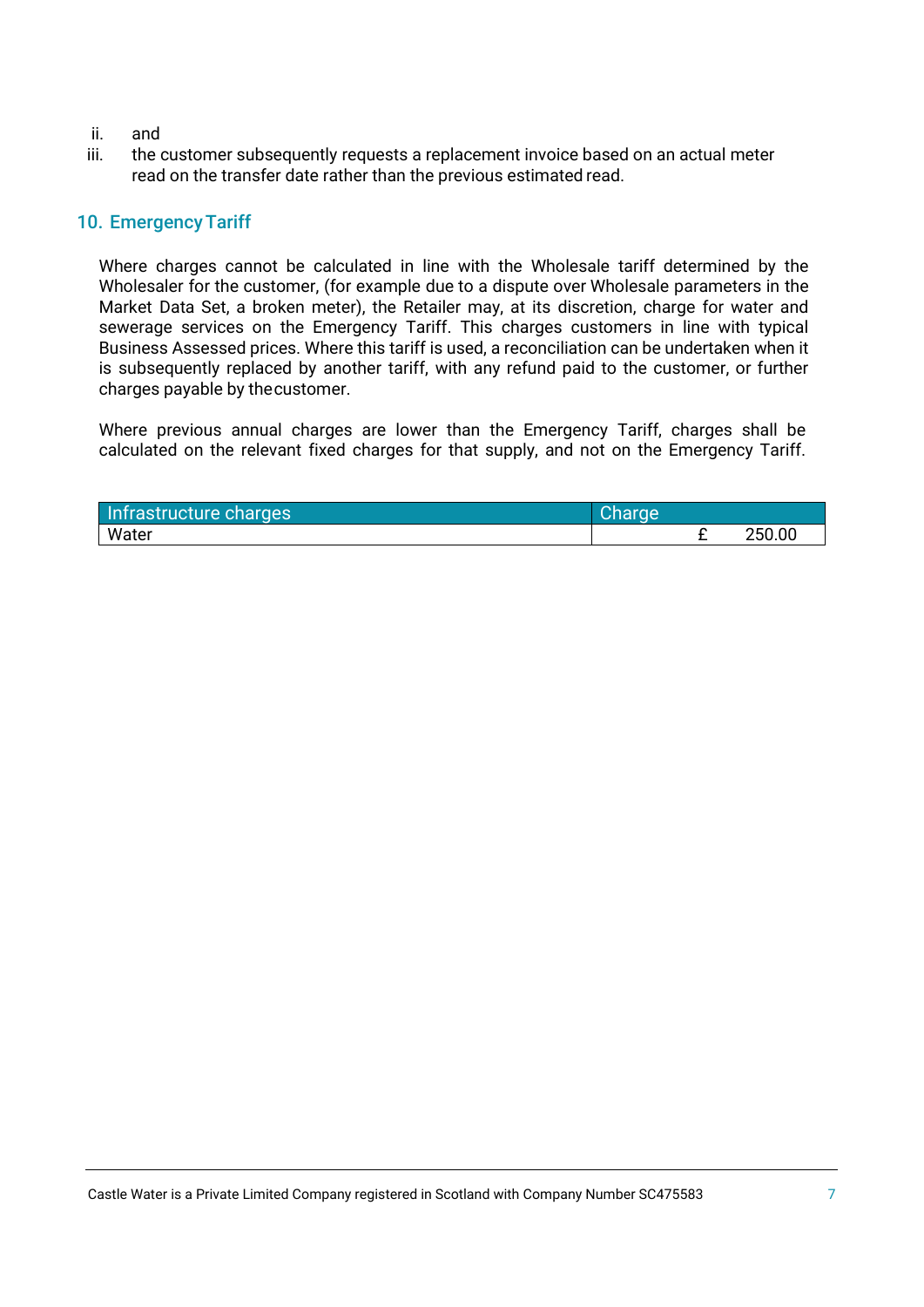ii. and
iii. the customer subsequently requests a replacement invoice based on an actual meter read on the transfer date rather than the previous estimated read.

## 10. Emergency Tariff

Where charges cannot be calculated in line with the Wholesale tariff determined by the Wholesaler for the customer, (for example due to a dispute over Wholesale parameters in the Market Data Set, a broken meter), the Retailer may, at its discretion, charge for water and sewerage services on the Emergency Tariff. This charges customers in line with typical Business Assessed prices. Where this tariff is used, a reconciliation can be undertaken when it is subsequently replaced by another tariff, with any refund paid to the customer, or further charges payable by the customer.

Where previous annual charges are lower than the Emergency Tariff, charges shall be calculated on the relevant fixed charges for that supply, and not on the Emergency Tariff.

| Infrastructure charges | Charge |
|---|---|
| Water | £ 250.00 |